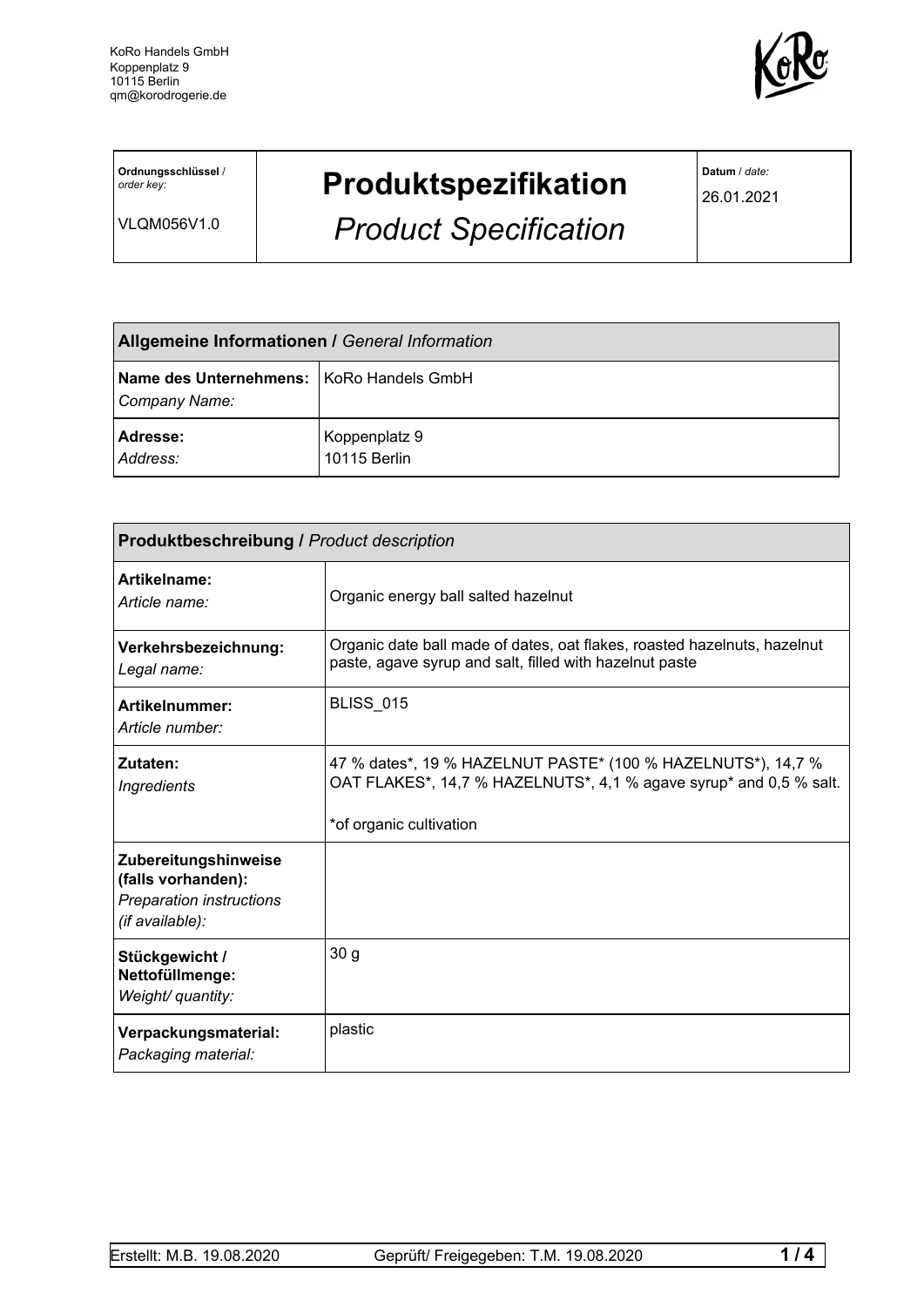KoRo Handels GmbH
Koppenplatz 9
10115 Berlin
qm@korodrogerie.de

| **Ordnungsschlüssel** / *order key:* VLQM056V1.0 | **Produktspezifikation** *Product Specification* | **Datum** / *date:* 26.01.2021 |
|---|---|---|

| **Allgemeine Informationen /** *General Information* | |
|---|---|
| **Name des Unternehmens:** *Company Name:* | KoRo Handels GmbH |
| **Adresse:** *Address:* | Koppenplatz 9 10115 Berlin |

| **Produktbeschreibung /** *Product description* | |
|---|---|
| **Artikelname:** *Article name:* | Organic energy ball salted hazelnut |
| **Verkehrsbezeichnung:** *Legal name:* | Organic date ball made of dates, oat flakes, roasted hazelnuts, hazelnut paste, agave syrup and salt, filled with hazelnut paste |
| **Artikelnummer:** *Article number:* | BLISS_015 |
| **Zutaten:** *Ingredients* | 47 % dates*, 19 % HAZELNUT PASTE* (100 % HAZELNUTS*), 14,7 % OAT FLAKES*, 14,7 % HAZELNUTS*, 4,1 % agave syrup* and 0,5 % salt.<br><br>*of organic cultivation |
| **Zubereitungshinweise (falls vorhanden):** *Preparation instructions (if available):* | |
| **Stückgewicht / Nettofüllmenge:** *Weight/ quantity:* | 30 g |
| **Verpackungsmaterial:** *Packaging material:* | plastic |

Erstellt: M.B. 19.08.2020 Geprüft/ Freigegeben: T.M. 19.08.2020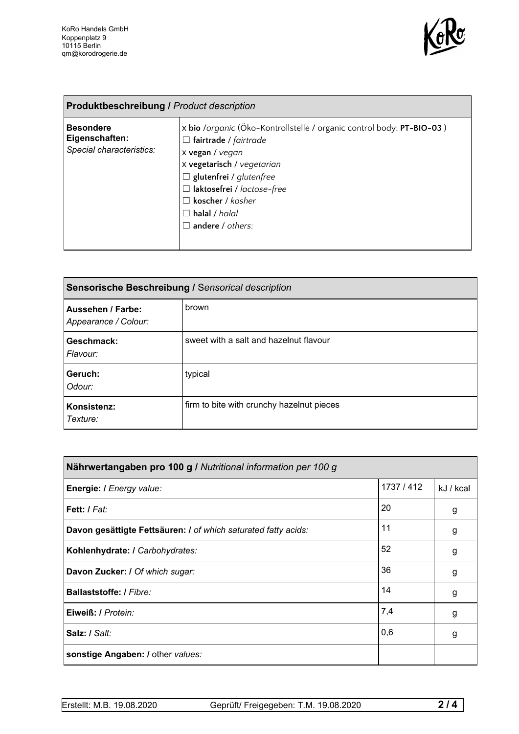KoRo Handels GmbH
Koppenplatz 9
10115 Berlin
qm@korodrogerie.de

| **Produktbeschreibung /** *Product description* | |
|---|---|
| **Besondere Eigenschaften:** *Special characteristics:* | x **bio** /*organic* (Öko-Kontrollstelle / organic control body: **PT-BIO-03** )<br>☐ **fairtrade** / *fairtrade*<br>x **vegan** / *vegan*<br>x **vegetarisch** / *vegetarian*<br>☐ **glutenfrei** / *glutenfree*<br>☐ **laktosefrei** / *lactose-free*<br>☐ **koscher** / *kosher*<br>☐ **halal** / *halal*<br>☐ **andere** / *others*: |

| **Sensorische Beschreibung /** *Sensorical description* | |
|---|---|
| **Aussehen / Farbe:** *Appearance / Colour:* | brown |
| **Geschmack:** *Flavour:* | sweet with a salt and hazelnut flavour |
| **Geruch:** *Odour:* | typical |
| **Konsistenz:** *Texture:* | firm to bite with crunchy hazelnut pieces |

| **Nährwertangaben pro 100 g /** *Nutritional information per 100 g* | | |
|---|---|---|
| **Energie: /** *Energy value:* | 1737 / 412 | kJ / kcal |
| **Fett: /** *Fat:* | 20 | g |
| **Davon gesättigte Fettsäuren: /** *of which saturated fatty acids:* | 11 | g |
| **Kohlenhydrate: /** *Carbohydrates:* | 52 | g |
| **Davon Zucker: /** *Of which sugar:* | 36 | g |
| **Ballaststoffe: /** *Fibre:* | 14 | g |
| **Eiweiß: /** *Protein:* | 7,4 | g |
| **Salz: /** *Salt:* | 0,6 | g |
| **sonstige Angaben: /** other *values:* | | |

Erstellt: M.B. 19.08.2020 Geprüft/ Freigegeben: T.M. 19.08.2020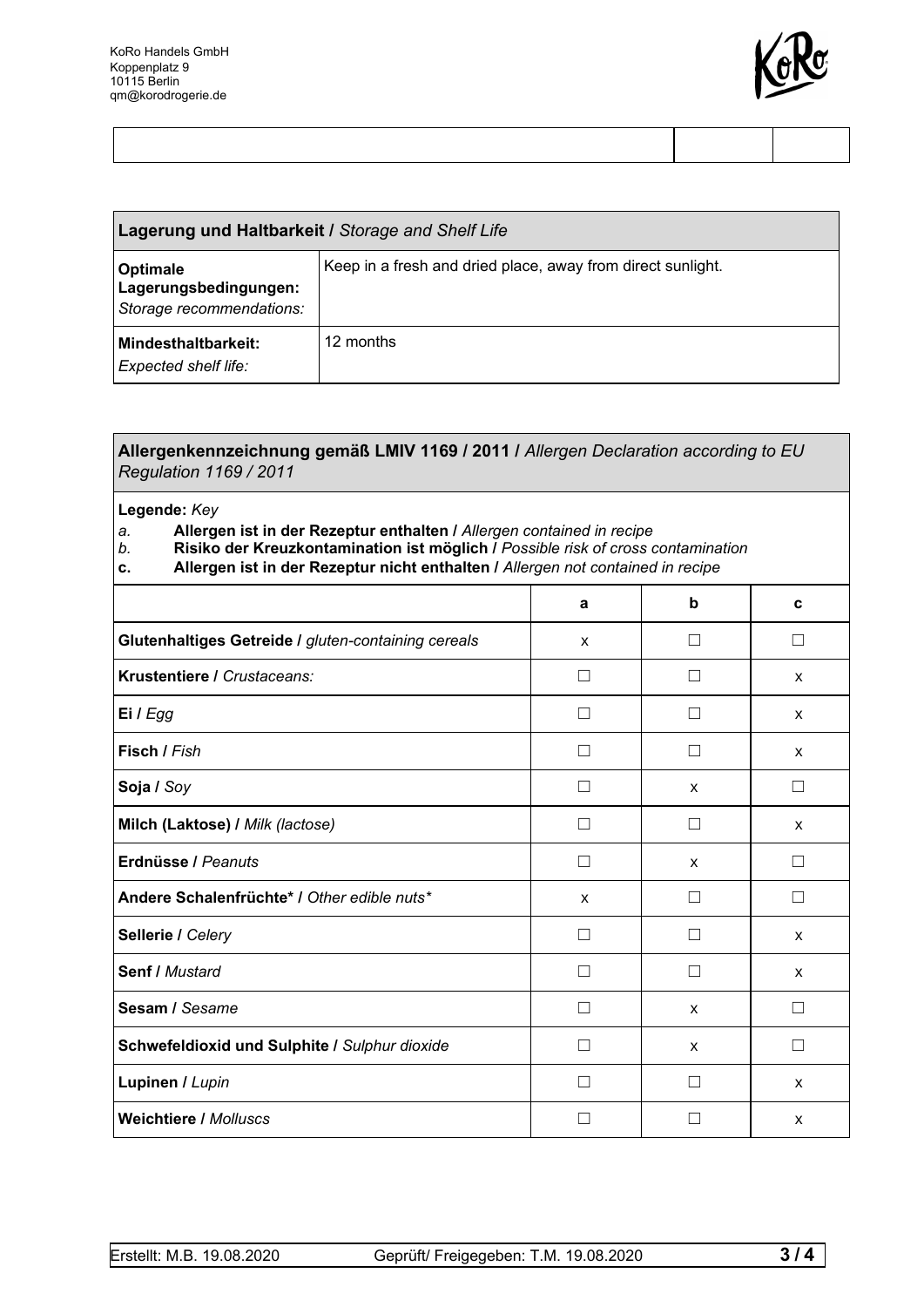KoRo Handels GmbH
Koppenplatz 9
10115 Berlin
qm@korodrogerie.de

| | | |
|---|---|---|
| | | |

| **Lagerung und Haltbarkeit /** *Storage and Shelf Life* | |
|---|---|
| **Optimale Lagerungsbedingungen:** *Storage recommendations:* | Keep in a fresh and dried place, away from direct sunlight. |
| **Mindesthaltbarkeit:** *Expected shelf life:* | 12 months |

**Allergenkennzeichnung gemäß LMIV 1169 / 2011 /** *Allergen Declaration according to EU Regulation 1169 / 2011*

**Legende:** *Key*

a. **Allergen ist in der Rezeptur enthalten /** *Allergen contained in recipe*
b. **Risiko der Kreuzkontamination ist möglich /** *Possible risk of cross contamination*
c. **Allergen ist in der Rezeptur nicht enthalten /** *Allergen not contained in recipe*

| | a | b | c |
|---|---|---|---|
| **Glutenhaltiges Getreide /** *gluten-containing cereals* | x | ☐ | ☐ |
| **Krustentiere /** *Crustaceans:* | ☐ | ☐ | x |
| **Ei /** *Egg* | ☐ | ☐ | x |
| **Fisch /** *Fish* | ☐ | ☐ | x |
| **Soja /** *Soy* | ☐ | x | ☐ |
| **Milch (Laktose) /** *Milk (lactose)* | ☐ | ☐ | x |
| **Erdnüsse /** *Peanuts* | ☐ | x | ☐ |
| **Andere Schalenfrüchte* /** *Other edible nuts** | x | ☐ | ☐ |
| **Sellerie /** *Celery* | ☐ | ☐ | x |
| **Senf /** *Mustard* | ☐ | ☐ | x |
| **Sesam /** *Sesame* | ☐ | x | ☐ |
| **Schwefeldioxid und Sulphite /** *Sulphur dioxide* | ☐ | x | ☐ |
| **Lupinen /** *Lupin* | ☐ | ☐ | x |
| **Weichtiere /** *Molluscs* | ☐ | ☐ | x |

Erstellt: M.B. 19.08.2020 Geprüft/ Freigegeben: T.M. 19.08.2020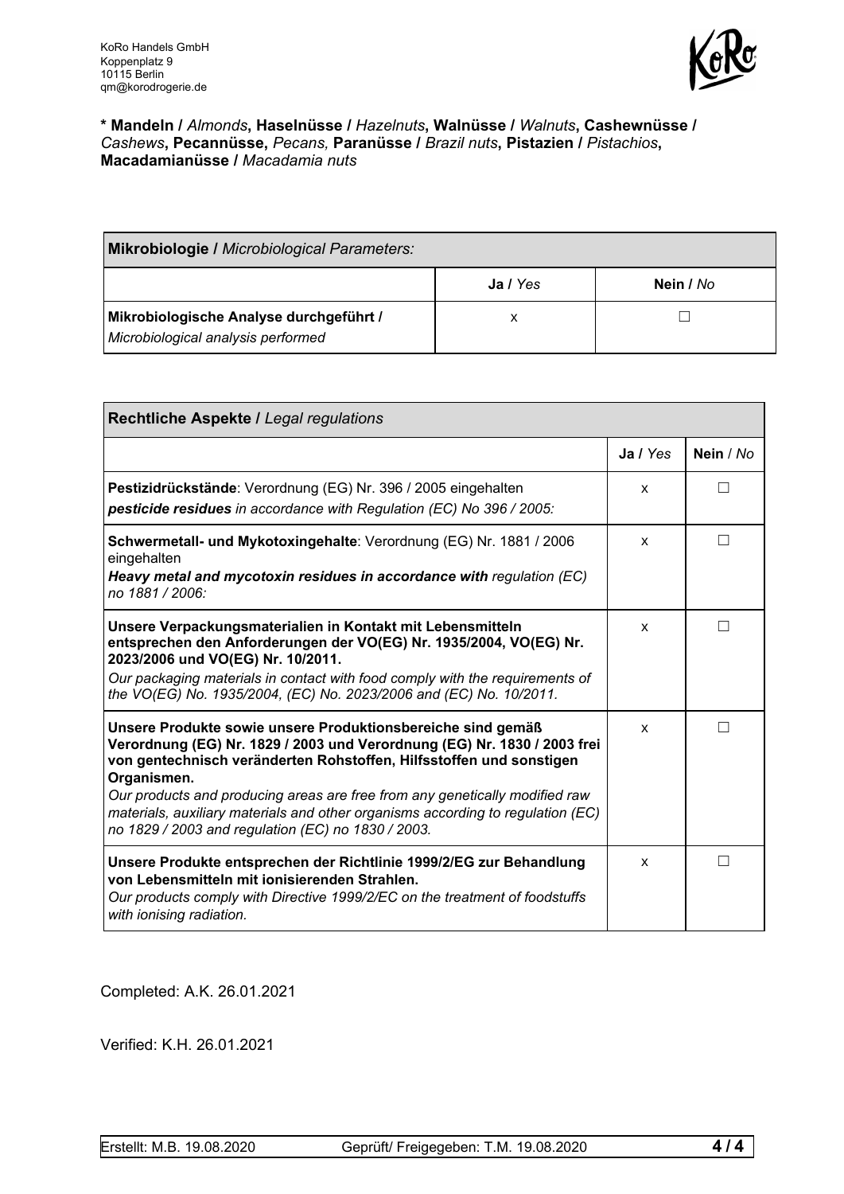**\* Mandeln /** *Almonds***, Haselnüsse /** *Hazelnuts***, Walnüsse /** *Walnuts***, Cashewnüsse /** *Cashews***, Pecannüsse,** *Pecans,* **Paranüsse /** *Brazil nuts***, Pistazien /** *Pistachios***, Macadamianüsse /** *Macadamia nuts*

| **Mikrobiologie /** *Microbiological Parameters:* | | |
|---|---|---|
| | **Ja /** *Yes* | **Nein /** *No* |
| **Mikrobiologische Analyse durchgeführt /** *Microbiological analysis performed* | x | ☐ |

| **Rechtliche Aspekte /** *Legal regulations* | | |
|---|---|---|
| | **Ja /** *Yes* | **Nein** / *No* |
| **Pestizidrückstände**: Verordnung (EG) Nr. 396 / 2005 eingehalten<br>***pesticide residues*** *in accordance with Regulation (EC) No 396 / 2005:* | x | ☐ |
| **Schwermetall- und Mykotoxingehalte**: Verordnung (EG) Nr. 1881 / 2006 eingehalten<br>***Heavy metal and mycotoxin residues in accordance with*** *regulation (EC) no 1881 / 2006:* | x | ☐ |
| **Unsere Verpackungsmaterialien in Kontakt mit Lebensmitteln entsprechen den Anforderungen der VO(EG) Nr. 1935/2004, VO(EG) Nr. 2023/2006 und VO(EG) Nr. 10/2011.**<br>*Our packaging materials in contact with food comply with the requirements of the VO(EG) No. 1935/2004, (EC) No. 2023/2006 and (EC) No. 10/2011.* | x | ☐ |
| **Unsere Produkte sowie unsere Produktionsbereiche sind gemäß Verordnung (EG) Nr. 1829 / 2003 und Verordnung (EG) Nr. 1830 / 2003 frei von gentechnisch veränderten Rohstoffen, Hilfsstoffen und sonstigen Organismen.**<br>*Our products and producing areas are free from any genetically modified raw materials, auxiliary materials and other organisms according to regulation (EC) no 1829 / 2003 and regulation (EC) no 1830 / 2003.* | x | ☐ |
| **Unsere Produkte entsprechen der Richtlinie 1999/2/EG zur Behandlung von Lebensmitteln mit ionisierenden Strahlen.**<br>*Our products comply with Directive 1999/2/EC on the treatment of foodstuffs with ionising radiation.* | x | ☐ |

Completed: A.K. 26.01.2021

Verified: K.H. 26.01.2021

Erstellt: M.B. 19.08.2020 Geprüft/ Freigegeben: T.M. 19.08.2020